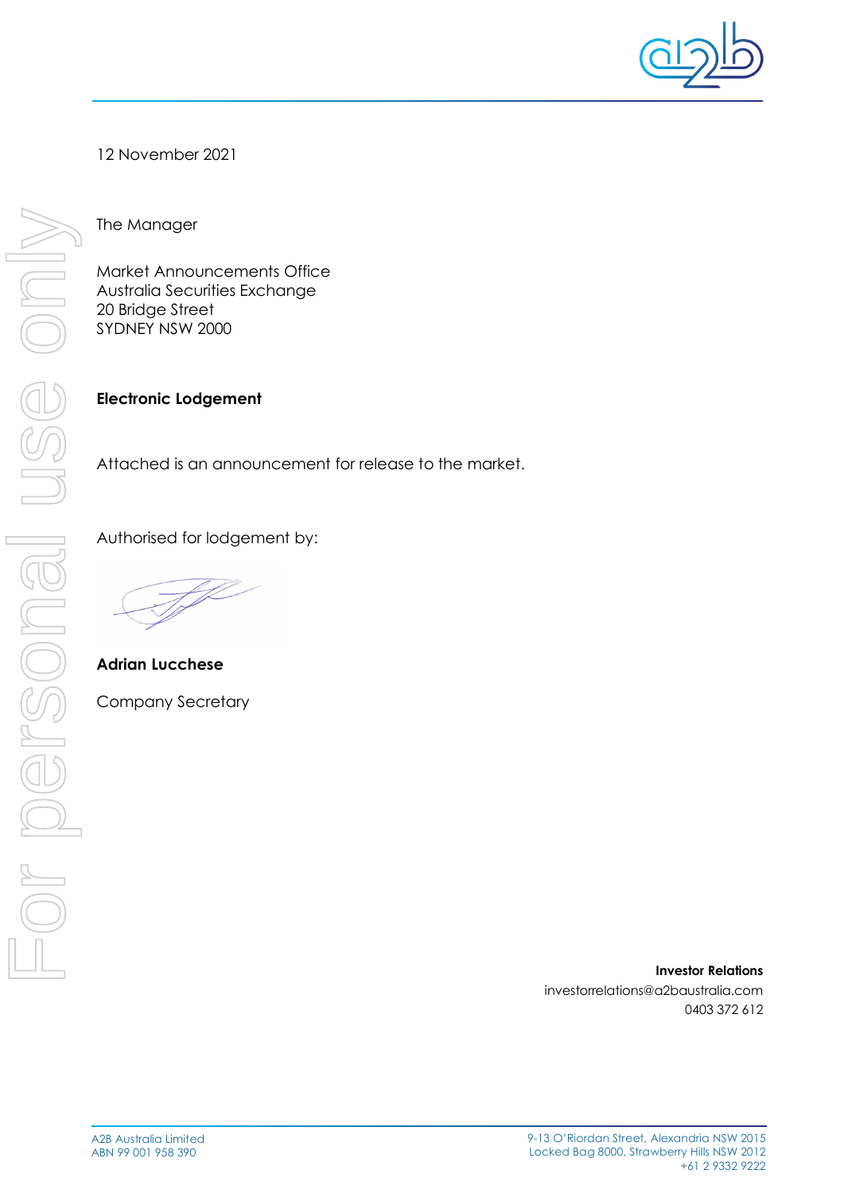12 November 2021

The Manager

Market Announcements Office
Australia Securities Exchange
20 Bridge Street
SYDNEY NSW 2000

**Electronic Lodgement**

Attached is an announcement for release to the market.

Authorised for lodgement by:

**Adrian Lucchese**

Company Secretary

**Investor Relations**
investorrelations@a2baustralia.com
0403 372 612

A2B Australia Limited
ABN 99 001 958 390

9-13 O'Riordan Street, Alexandria NSW 2015
Locked Bag 8000, Strawberry Hills NSW 2012
+61 2 9332 9222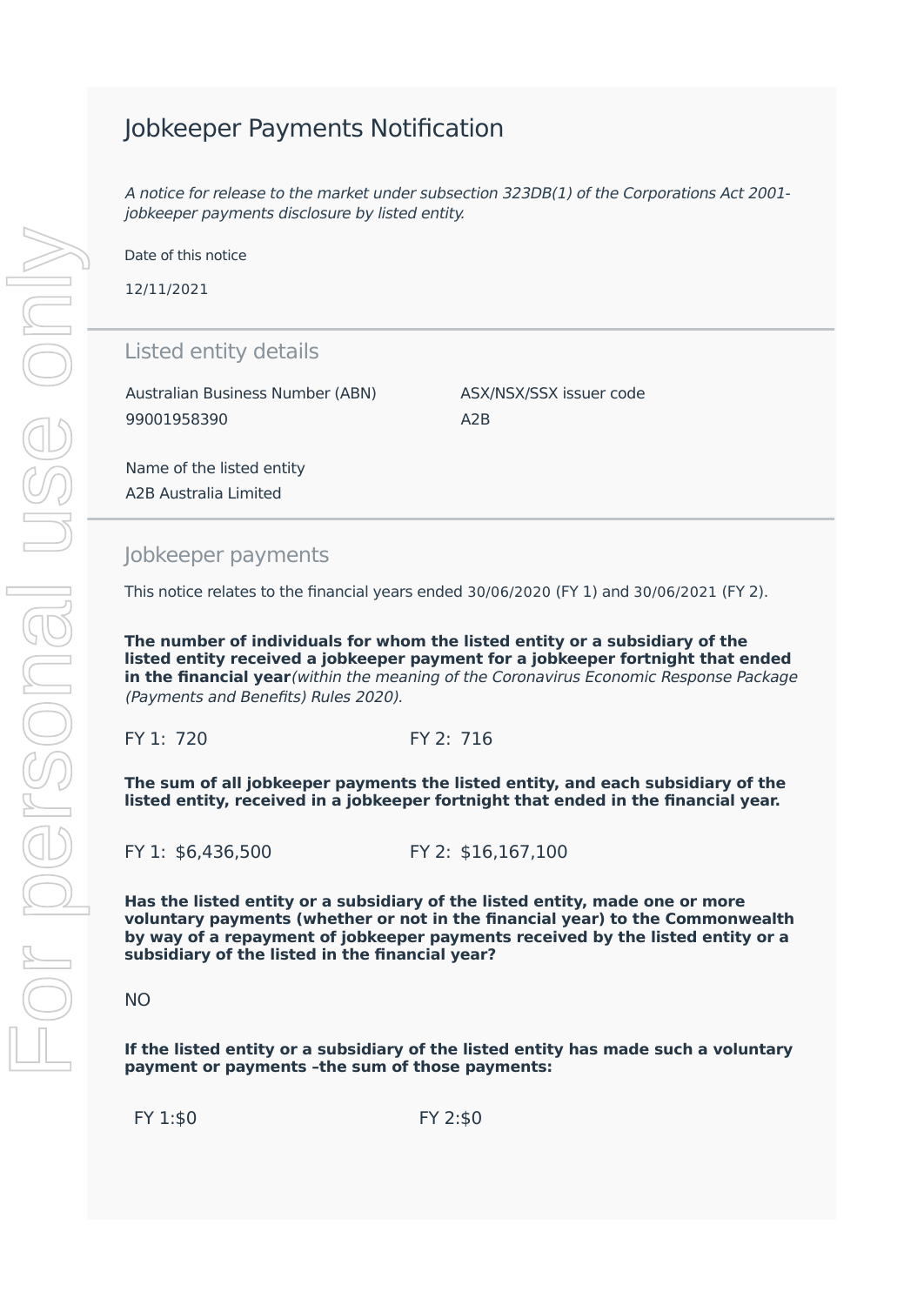# Jobkeeper Payments Notification

*A notice for release to the market under subsection 323DB(1) of the Corporations Act 2001- jobkeeper payments disclosure by listed entity.*

Date of this notice

12/11/2021

## Listed entity details

Australian Business Number (ABN)

99001958390

ASX/NSX/SSX issuer code

A2B

Name of the listed entity

A2B Australia Limited

## Jobkeeper payments

This notice relates to the financial years ended 30/06/2020 (FY 1) and 30/06/2021 (FY 2).

**The number of individuals for whom the listed entity or a subsidiary of the listed entity received a jobkeeper payment for a jobkeeper fortnight that ended in the financial year***(within the meaning of the Coronavirus Economic Response Package (Payments and Benefits) Rules 2020).*

FY 1: 720    FY 2: 716

**The sum of all jobkeeper payments the listed entity, and each subsidiary of the listed entity, received in a jobkeeper fortnight that ended in the financial year.**

FY 1: $6,436,500    FY 2: $16,167,100

**Has the listed entity or a subsidiary of the listed entity, made one or more voluntary payments (whether or not in the financial year) to the Commonwealth by way of a repayment of jobkeeper payments received by the listed entity or a subsidiary of the listed in the financial year?**

NO

**If the listed entity or a subsidiary of the listed entity has made such a voluntary payment or payments –the sum of those payments:**

FY 1:$0    FY 2:$0